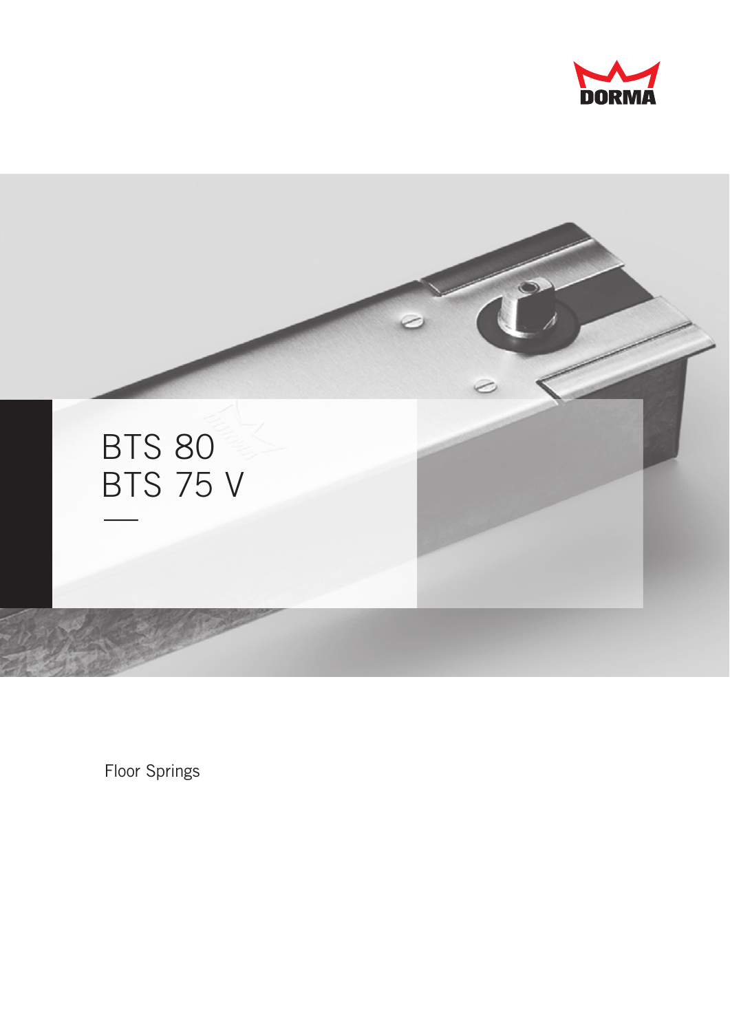DORMA

# BTS 80
# BTS 75 V

Floor Springs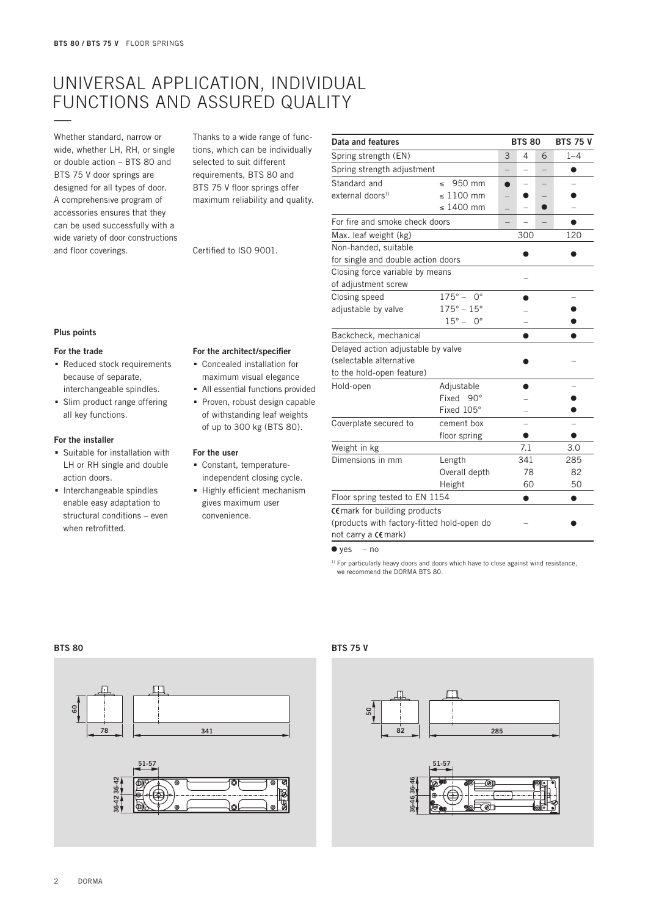# UNIVERSAL APPLICATION, INDIVIDUAL FUNCTIONS AND ASSURED QUALITY

Whether standard, narrow or wide, whether LH, RH, or single or double action – BTS 80 and BTS 75 V door springs are designed for all types of door. A comprehensive program of accessories ensures that they can be used successfully with a wide variety of door constructions and floor coverings.

Thanks to a wide range of functions, which can be individually selected to suit different requirements, BTS 80 and BTS 75 V floor springs offer maximum reliability and quality.

Certified to ISO 9001.

| Data and features | | BTS 80 | | | BTS 75 V |
|---|---|---|---|---|---|
| Spring strength (EN) | | 3 | 4 | 6 | 1–4 |
| Spring strength adjustment | | – | – | – | ● |
| Standard and external doors[1] | ≤ 950 mm | ● | – | – | – |
| | ≤ 1100 mm | – | ● | – | ● |
| | ≤ 1400 mm | – | – | ● | – |
| For fire and smoke check doors | | – | – | – | ● |
| Max. leaf weight (kg) | | | 300 | | 120 |
| Non-handed, suitable for single and double action doors | | | ● | | ● |
| Closing force variable by means of adjustment screw | | | – | | |
| Closing speed adjustable by valve | 175° – 0° | | ● | | – |
| | 175° – 15° | | – | | ● |
| | 15° – 0° | | – | | ● |
| Backcheck, mechanical | | | ● | | ● |
| Delayed action adjustable by valve (selectable alternative to the hold-open feature) | | | ● | | – |
| Hold-open | Adjustable | | ● | | – |
| | Fixed 90° | | – | | ● |
| | Fixed 105° | | – | | ● |
| Coverplate secured to | cement box | | – | | – |
| | floor spring | | ● | | ● |
| Weight in kg | | | 7.1 | | 3.0 |
| Dimensions in mm | Length | | 341 | | 285 |
| | Overall depth | | 78 | | 82 |
| | Height | | 60 | | 50 |
| Floor spring tested to EN 1154 | | | ● | | ● |
| CE mark for building products (products with factory-fitted hold-open do not carry a CE mark) | | | – | | ● |

● yes – no

[1] For particularly heavy doors and doors which have to close against wind resistance, we recommend the DORMA BTS 80.

**Plus points**

**For the trade**
- Reduced stock requirements because of separate, interchangeable spindles.
- Slim product range offering all key functions.

**For the installer**
- Suitable for installation with LH or RH single and double action doors.
- Interchangeable spindles enable easy adaptation to structural conditions – even when retrofitted.

**For the architect/specifier**
- Concealed installation for maximum visual elegance
- All essential functions provided
- Proven, robust design capable of withstanding leaf weights of up to 300 kg (BTS 80).

**For the user**
- Constant, temperature-independent closing cycle.
- Highly efficient mechanism gives maximum user convenience.

**BTS 80**

60 | 78 | 341 | 51-57 | 36-42 36-42

**BTS 75 V**

50 | 82 | 285 | 51-57 | 36-46 36-46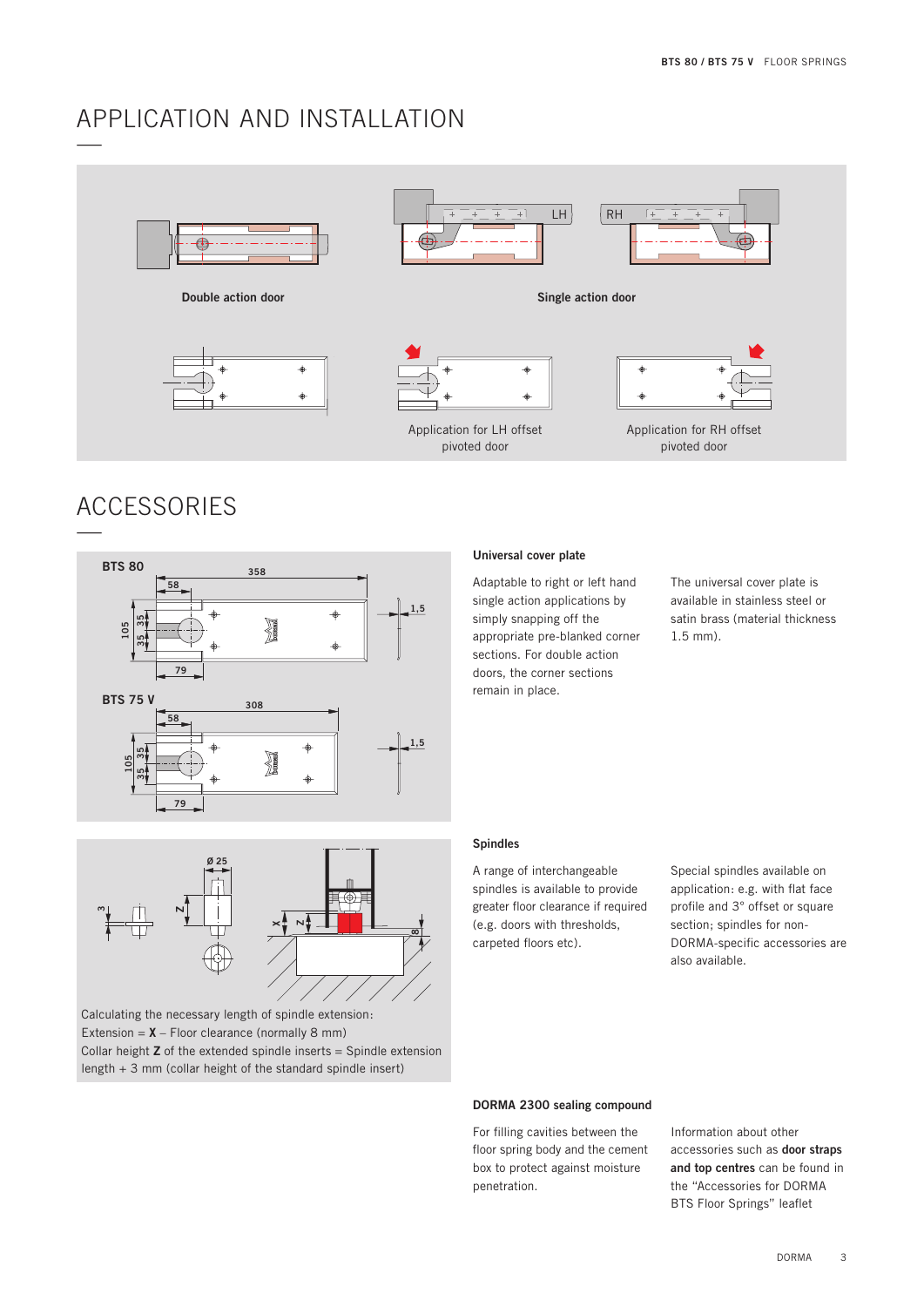# APPLICATION AND INSTALLATION

Double action door

Single action door

Application for LH offset pivoted door

Application for RH offset pivoted door

# ACCESSORIES

Calculating the necessary length of spindle extension:
Extension = **X** – Floor clearance (normally 8 mm)
Collar height **Z** of the extended spindle inserts = Spindle extension length + 3 mm (collar height of the standard spindle insert)

**Universal cover plate**

Adaptable to right or left hand single action applications by simply snapping off the appropriate pre-blanked corner sections. For double action doors, the corner sections remain in place.

The universal cover plate is available in stainless steel or satin brass (material thickness 1.5 mm).

**Spindles**

A range of interchangeable spindles is available to provide greater floor clearance if required (e.g. doors with thresholds, carpeted floors etc).

Special spindles available on application: e.g. with flat face profile and 3° offset or square section; spindles for non-DORMA-specific accessories are also available.

**DORMA 2300 sealing compound**

For filling cavities between the floor spring body and the cement box to protect against moisture penetration.

Information about other accessories such as **door straps and top centres** can be found in the "Accessories for DORMA BTS Floor Springs" leaflet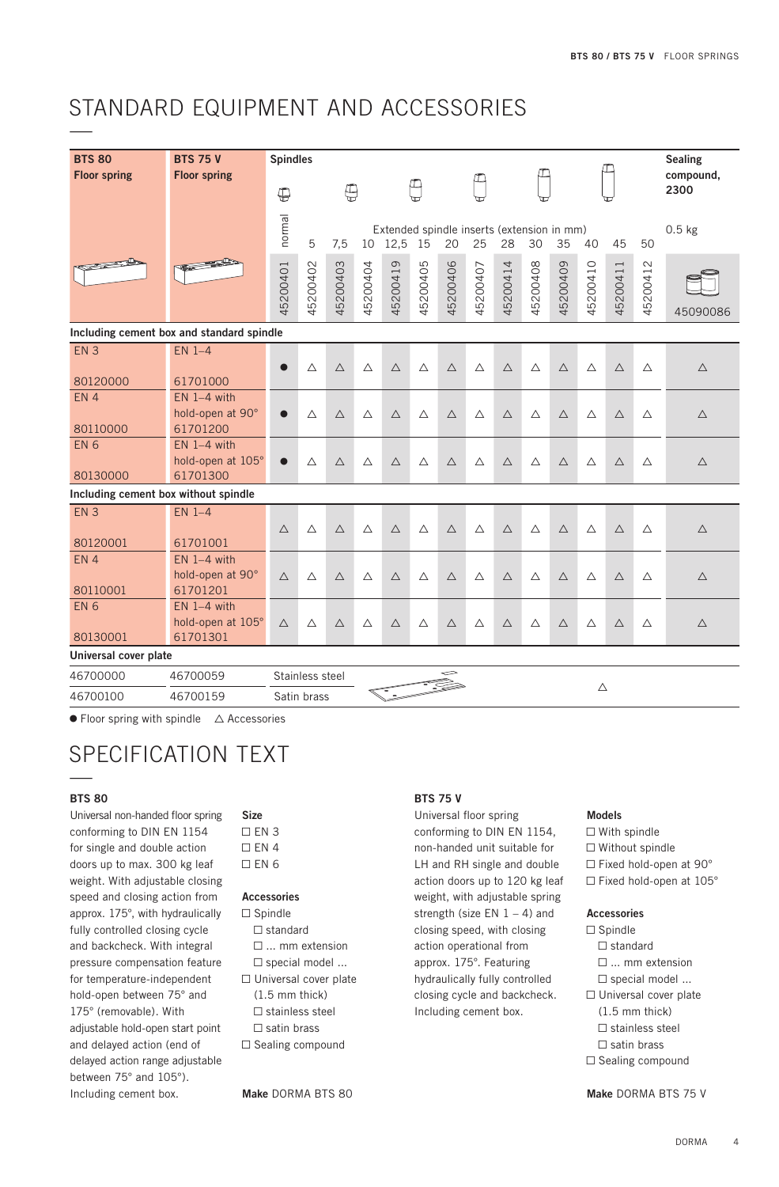# STANDARD EQUIPMENT AND ACCESSORIES

| BTS 80 Floor spring | BTS 75 V Floor spring | Spindles | | | | | | | | | | | | | | Sealing compound, 2300 |
|---|---|---|---|---|---|---|---|---|---|---|---|---|---|---|---|---|
| | | normal | Extended spindle inserts (extension in mm) | | | | | | | | | | | | | 0.5 kg |
| | | | 5 | 7,5 | 10 | 12,5 | 15 | 20 | 25 | 28 | 30 | 35 | 40 | 45 | 50 | |
| | | 45200401 | 45200402 | 45200403 | 45200404 | 45200419 | 45200405 | 45200406 | 45200407 | 45200414 | 45200408 | 45200409 | 45200410 | 45200411 | 45200412 | 45090086 |
| **Including cement box and standard spindle** | | | | | | | | | | | | | | | | |
| EN 3 80120000 | EN 1–4 61701000 | ● | △ | △ | △ | △ | △ | △ | △ | △ | △ | △ | △ | △ | △ | △ |
| EN 4 80110000 | EN 1–4 with hold-open at 90° 61701200 | ● | △ | △ | △ | △ | △ | △ | △ | △ | △ | △ | △ | △ | △ | △ |
| EN 6 80130000 | EN 1–4 with hold-open at 105° 61701300 | ● | △ | △ | △ | △ | △ | △ | △ | △ | △ | △ | △ | △ | △ | △ |
| **Including cement box without spindle** | | | | | | | | | | | | | | | | |
| EN 3 80120001 | EN 1–4 61701001 | △ | △ | △ | △ | △ | △ | △ | △ | △ | △ | △ | △ | △ | △ | △ |
| EN 4 80110001 | EN 1–4 with hold-open at 90° 61701201 | △ | △ | △ | △ | △ | △ | △ | △ | △ | △ | △ | △ | △ | △ | △ |
| EN 6 80130001 | EN 1–4 with hold-open at 105° 61701301 | △ | △ | △ | △ | △ | △ | △ | △ | △ | △ | △ | △ | △ | △ | △ |
| **Universal cover plate** | | | | | | | | | | | | | | | | |
| 46700000 | 46700059 | Stainless steel | | | | | | | | | | △ | | | | |
| 46700100 | 46700159 | Satin brass | | | | | | | | | | | | | | |

● Floor spring with spindle △ Accessories

# SPECIFICATION TEXT

### BTS 80

Universal non-handed floor spring conforming to DIN EN 1154 for single and double action doors up to max. 300 kg leaf weight. With adjustable closing speed and closing action from approx. 175°, with hydraulically fully controlled closing cycle and backcheck. With integral pressure compensation feature for temperature-independent hold-open between 75° and 175° (removable). With adjustable hold-open start point and delayed action (end of delayed action range adjustable between 75° and 105°). Including cement box.

**Size**
- ☐ EN 3
- ☐ EN 4
- ☐ EN 6

**Accessories**
- ☐ Spindle
  - ☐ standard
  - ☐ ... mm extension
  - ☐ special model ...
- ☐ Universal cover plate (1.5 mm thick)
  - ☐ stainless steel
  - ☐ satin brass
- ☐ Sealing compound

**Make** DORMA BTS 80

### BTS 75 V

Universal floor spring conforming to DIN EN 1154, non-handed unit suitable for LH and RH single and double action doors up to 120 kg leaf weight, with adjustable spring strength (size EN 1 – 4) and closing speed, with closing action operational from approx. 175°. Featuring hydraulically fully controlled closing cycle and backcheck. Including cement box.

**Models**
- ☐ With spindle
- ☐ Without spindle
- ☐ Fixed hold-open at 90°
- ☐ Fixed hold-open at 105°

**Accessories**
- ☐ Spindle
  - ☐ standard
  - ☐ ... mm extension
  - ☐ special model ...
- ☐ Universal cover plate (1.5 mm thick)
  - ☐ stainless steel
  - ☐ satin brass
- ☐ Sealing compound

**Make** DORMA BTS 75 V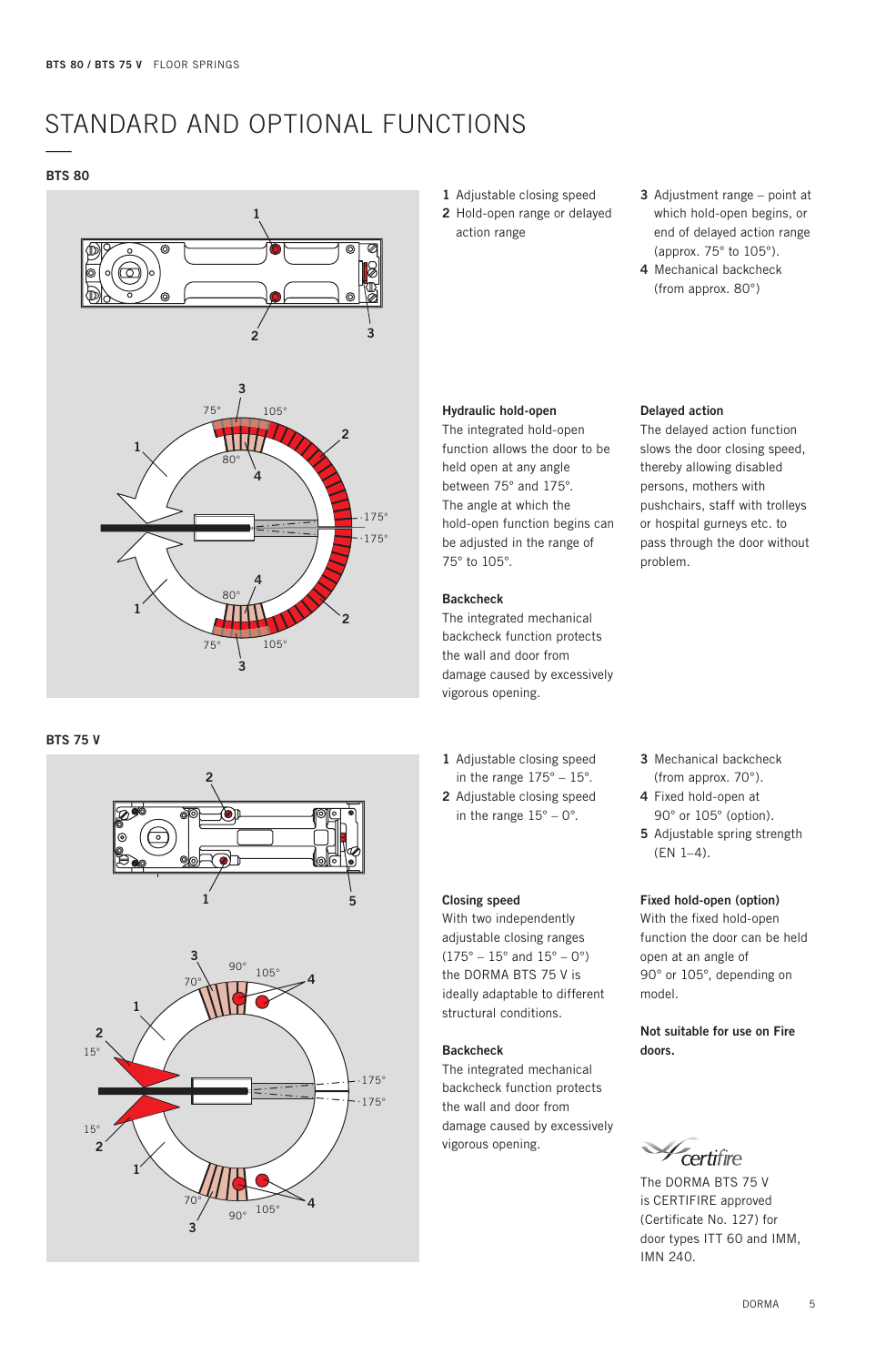# STANDARD AND OPTIONAL FUNCTIONS

## BTS 80

**1** Adjustable closing speed
**2** Hold-open range or delayed action range
**3** Adjustment range – point at which hold-open begins, or end of delayed action range (approx. 75° to 105°).
**4** Mechanical backcheck (from approx. 80°)

**Hydraulic hold-open**
The integrated hold-open function allows the door to be held open at any angle between 75° and 175°. The angle at which the hold-open function begins can be adjusted in the range of 75° to 105°.

**Backcheck**
The integrated mechanical backcheck function protects the wall and door from damage caused by excessively vigorous opening.

**Delayed action**
The delayed action function slows the door closing speed, thereby allowing disabled persons, mothers with pushchairs, staff with trolleys or hospital gurneys etc. to pass through the door without problem.

## BTS 75 V

**1** Adjustable closing speed in the range 175° – 15°.
**2** Adjustable closing speed in the range 15° – 0°.
**3** Mechanical backcheck (from approx. 70°).
**4** Fixed hold-open at 90° or 105° (option).
**5** Adjustable spring strength (EN 1–4).

**Closing speed**
With two independently adjustable closing ranges (175° – 15° and 15° – 0°) the DORMA BTS 75 V is ideally adaptable to different structural conditions.

**Backcheck**
The integrated mechanical backcheck function protects the wall and door from damage caused by excessively vigorous opening.

**Fixed hold-open (option)**
With the fixed hold-open function the door can be held open at an angle of 90° or 105°, depending on model.

**Not suitable for use on Fire doors.**

The DORMA BTS 75 V is CERTIFIRE approved (Certificate No. 127) for door types ITT 60 and IMM, IMN 240.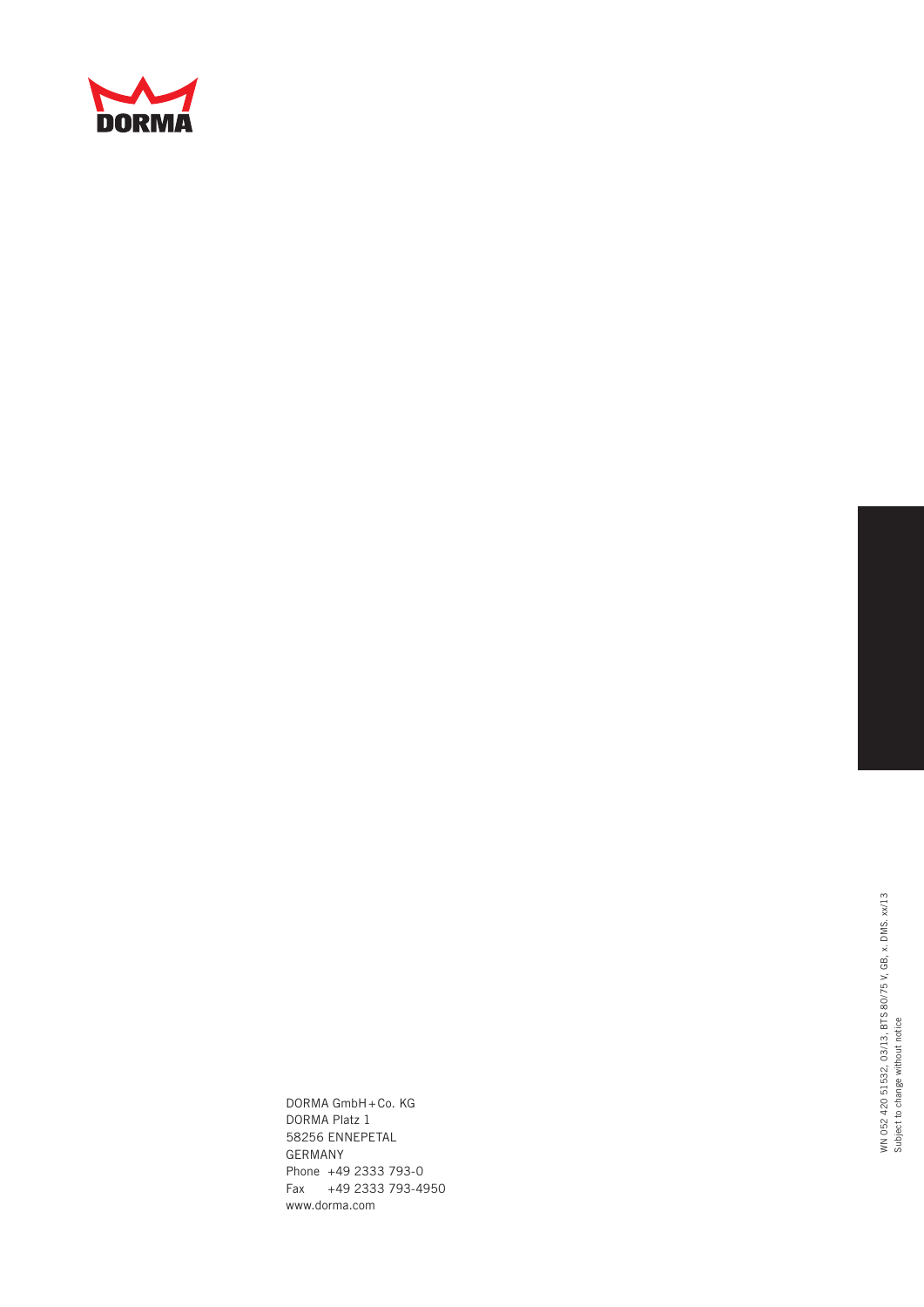DORMA

DORMA GmbH + Co. KG
DORMA Platz 1
58256 ENNEPETAL
GERMANY
Phone +49 2333 793-0
Fax +49 2333 793-4950
www.dorma.com

WN 052 420 51532, 03/13, BTS 80/75 V, GB, x, DMS, xx/13
Subject to change without notice